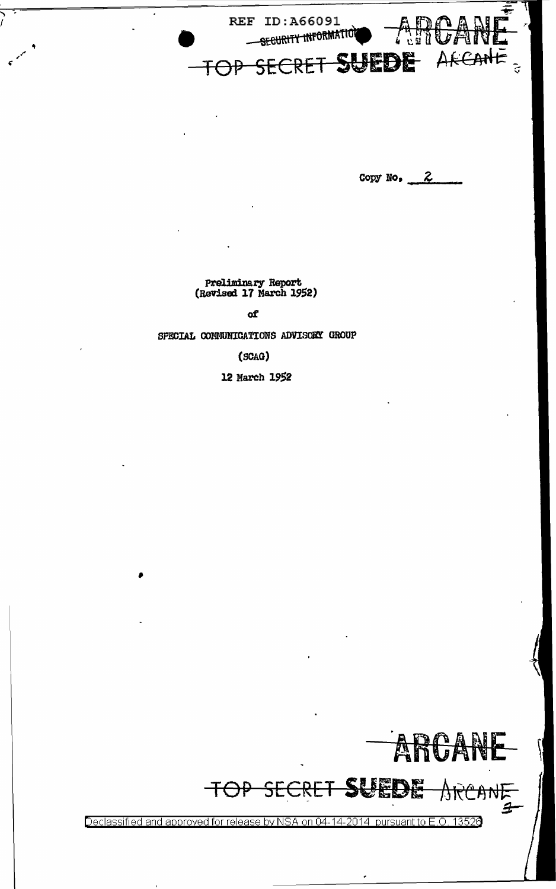REF ID:A66091

~~SECURITY INFORMATION~~

~~ARCANE~~

~~TOP SECRET~~ **SUEDE** ARCANE

Copy No. 2

Preliminary Report
(Revised 17 March 1952)

of

SPECIAL COMMUNICATIONS ADVISORY GROUP

(SCAG)

12 March 1952

~~ARCANE~~

~~TOP SECRET~~ **SUEDE** ~~ARCANE~~

Declassified and approved for release by NSA on 04-14-2014 pursuant to E.O. 13526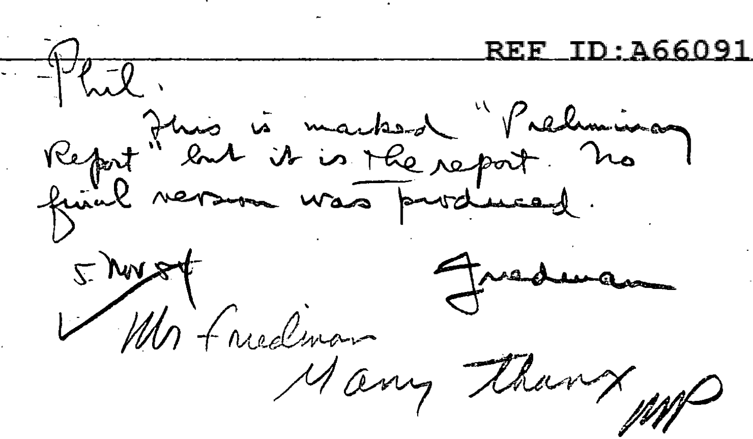REF ID:A66091

Phil.

This is marked "Preliminary Report" but it is the report. No final version was produced.

5 Nov 54

Friedman

✓ Mr Friedman

Many thanx MP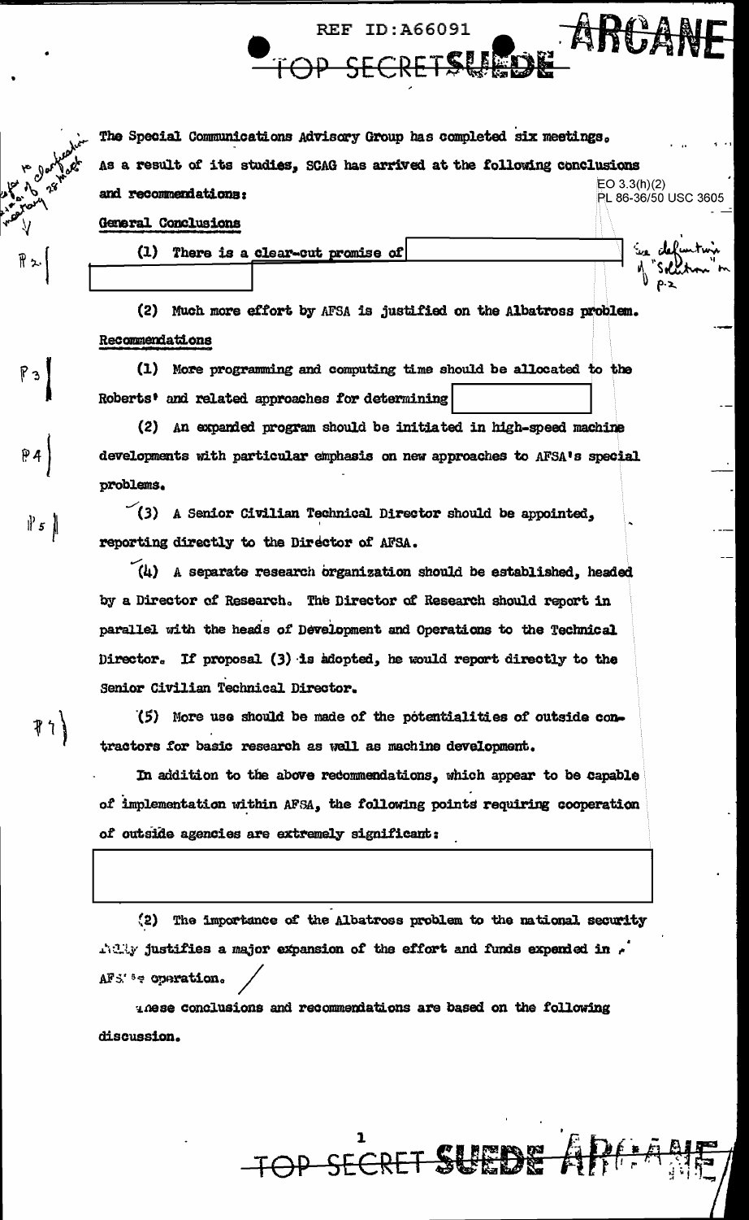The Special Communications Advisory Group has completed six meetings. As a result of its studies, SCAG has arrived at the following conclusions and recommendations:

EO 3.3(h)(2)
PL 86-36/50 USC 3605

General Conclusions

(1) There is a clear-cut promise of

(2) Much more effort by AFSA is justified on the Albatross problem.

Recommendations

(1) More programming and computing time should be allocated to the Roberts' and related approaches for determining

(2) An expanded program should be initiated in high-speed machine developments with particular emphasis on new approaches to AFSA's special problems.

(3) A Senior Civilian Technical Director should be appointed, reporting directly to the Director of AFSA.

(4) A separate research organization should be established, headed by a Director of Research. The Director of Research should report in parallel with the heads of Development and Operations to the Technical Director. If proposal (3) is adopted, he would report directly to the Senior Civilian Technical Director.

(5) More use should be made of the potentialities of outside contractors for basic research as well as machine development.

In addition to the above recommendations, which appear to be capable of implementation within AFSA, the following points requiring cooperation of outside agencies are extremely significant:

(2) The importance of the Albatross problem to the national security fully justifies a major expansion of the effort and funds expended in AFSA's operation.

These conclusions and recommendations are based on the following discussion.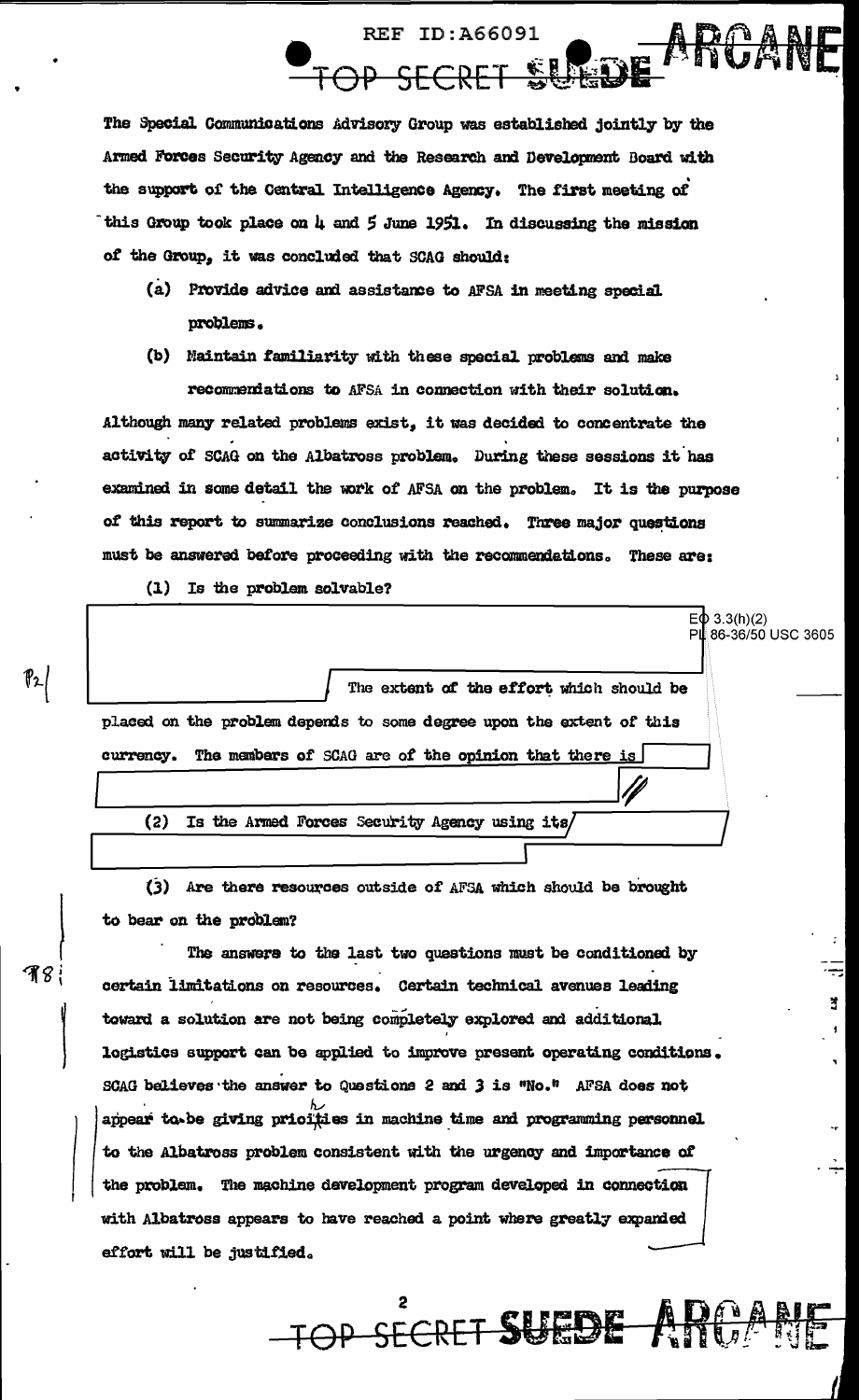The Special Communications Advisory Group was established jointly by the Armed Forces Security Agency and the Research and Development Board with the support of the Central Intelligence Agency. The first meeting of this Group took place on 4 and 5 June 1951. In discussing the mission of the Group, it was concluded that SCAG should:

(a) Provide advice and assistance to AFSA in meeting special problems.

(b) Maintain familiarity with these special problems and make recommendations to AFSA in connection with their solution.

Although many related problems exist, it was decided to concentrate the activity of SCAG on the Albatross problem. During these sessions it has examined in some detail the work of AFSA on the problem. It is the purpose of this report to summarize conclusions reached. Three major questions must be answered before proceeding with the recommendations. These are:

(1) Is the problem solvable?

EO 3.3(h)(2)
PL 86-36/50 USC 3605

The extent of the effort which should be placed on the problem depends to some degree upon the extent of this currency. The members of SCAG are of the opinion that there is

(2) Is the Armed Forces Security Agency using its

(3) Are there resources outside of AFSA which should be brought to bear on the problem?

The answers to the last two questions must be conditioned by certain limitations on resources. Certain technical avenues leading toward a solution are not being completely explored and additional logistics support can be applied to improve present operating conditions. SCAG believes the answer to Questions 2 and 3 is "No." AFSA does not appear to be giving priorities in machine time and programming personnel to the Albatross problem consistent with the urgency and importance of the problem. The machine development program developed in connection with Albatross appears to have reached a point where greatly expanded effort will be justified.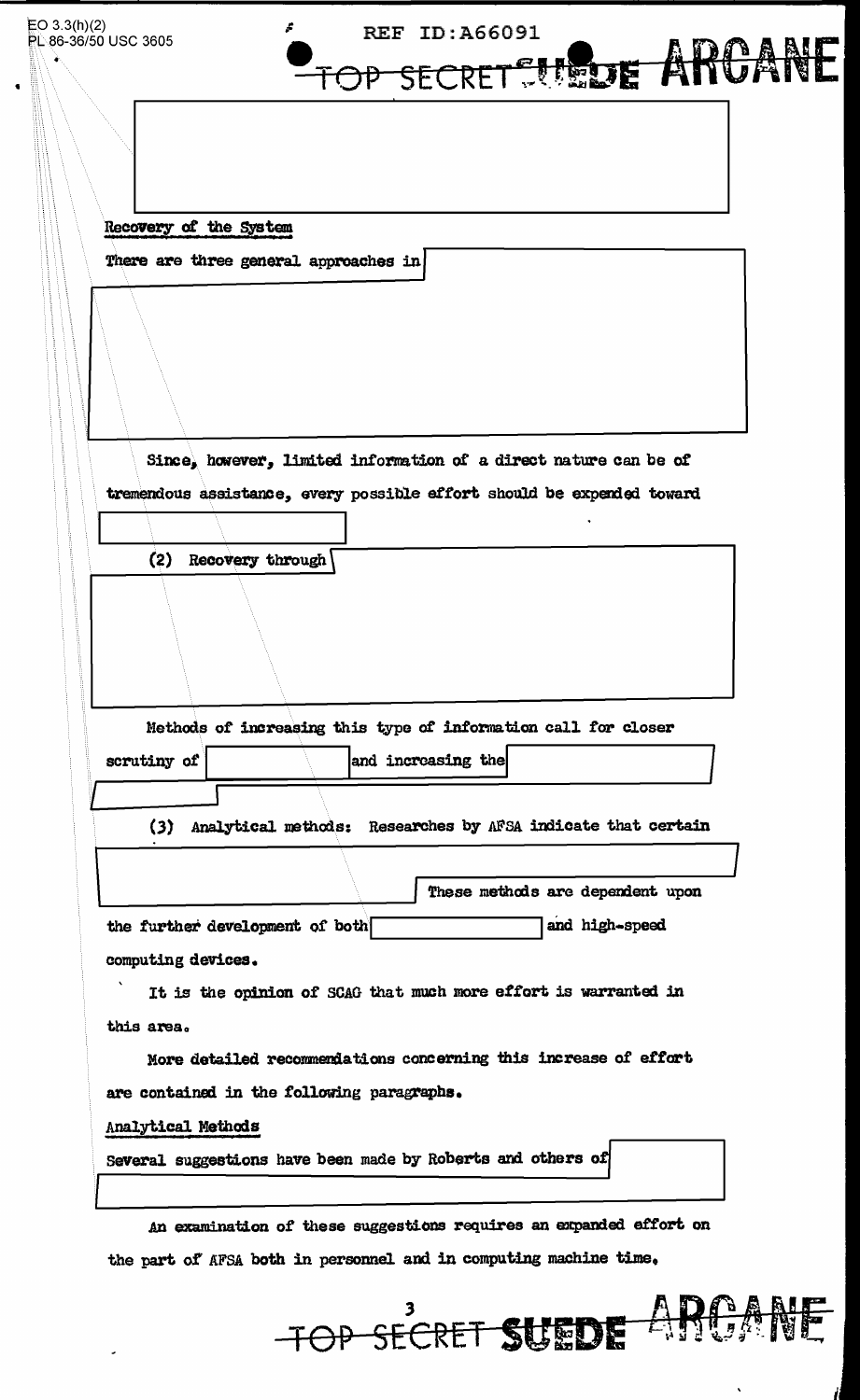Recovery of the System

There are three general approaches in

Since, however, limited information of a direct nature can be of tremendous assistance, every possible effort should be expended toward

(2) Recovery through

Methods of increasing this type of information call for closer scrutiny of and increasing the

(3) Analytical methods: Researches by AFSA indicate that certain

These methods are dependent upon the further development of both and high-speed computing devices.

It is the opinion of SCAG that much more effort is warranted in this area.

More detailed recommendations concerning this increase of effort are contained in the following paragraphs.

Analytical Methods

Several suggestions have been made by Roberts and others of

An examination of these suggestions requires an expanded effort on the part of AFSA both in personnel and in computing machine time.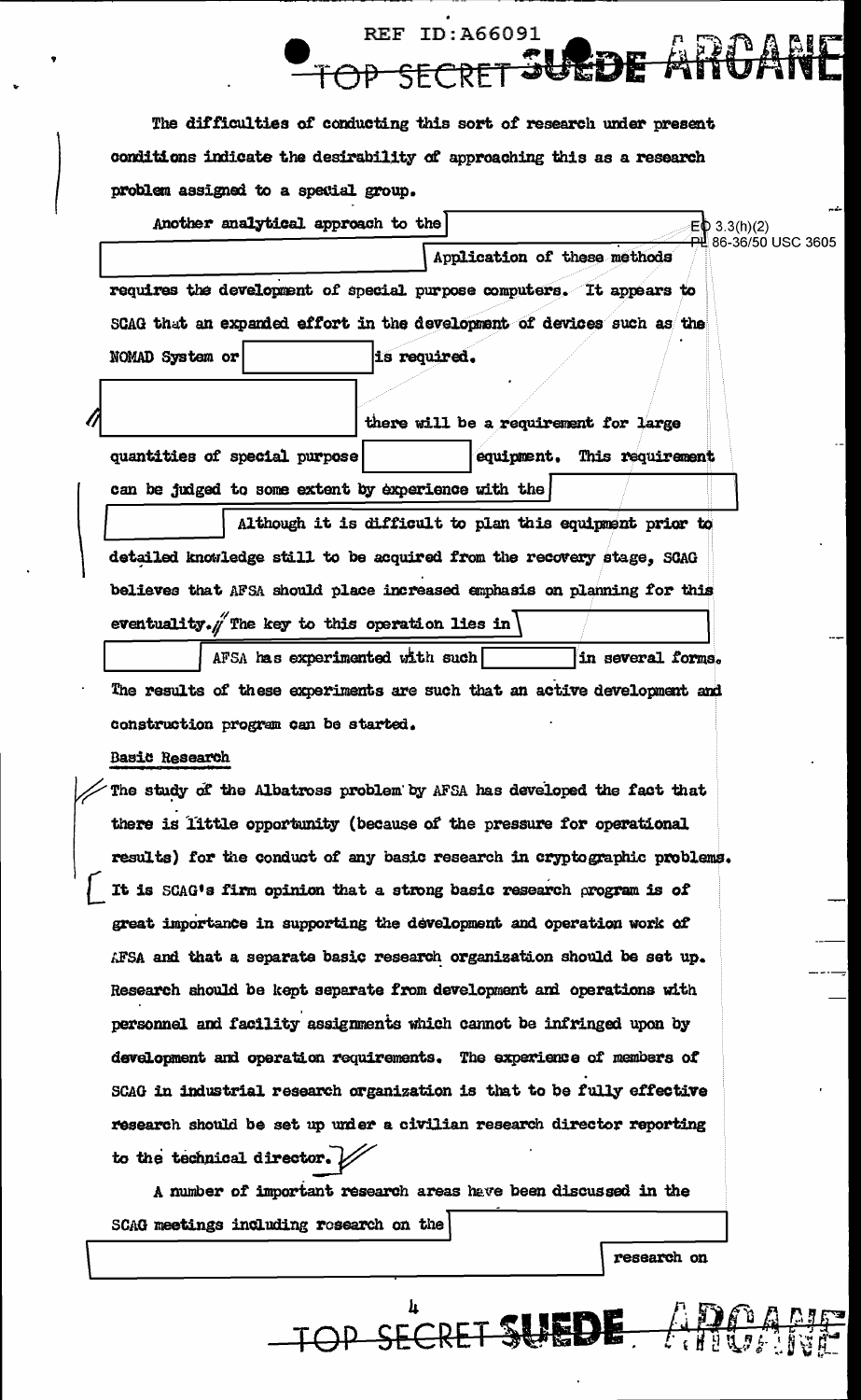The difficulties of conducting this sort of research under present conditions indicate the desirability of approaching this as a research problem assigned to a special group.

Another analytical approach to the [redacted] Application of these methods requires the development of special purpose computers. It appears to SCAG that an expanded effort in the development of devices such as the NOMAD System or [redacted] is required.

[redacted] there will be a requirement for large quantities of special purpose [redacted] equipment. This requirement can be judged to some extent by experience with the [redacted] Although it is difficult to plan this equipment prior to detailed knowledge still to be acquired from the recovery stage, SCAG believes that AFSA should place increased emphasis on planning for this eventuality. The key to this operation lies in [redacted] AFSA has experimented with such [redacted] in several forms. The results of these experiments are such that an active development and construction program can be started.

EO 3.3(h)(2)
PL 86-36/50 USC 3605

## Basic Research

The study of the Albatross problem by AFSA has developed the fact that there is little opportunity (because of the pressure for operational results) for the conduct of any basic research in cryptographic problems. It is SCAG's firm opinion that a strong basic research program is of great importance in supporting the development and operation work of AFSA and that a separate basic research organization should be set up. Research should be kept separate from development and operations with personnel and facility assignments which cannot be infringed upon by development and operation requirements. The experience of members of SCAG in industrial research organization is that to be fully effective research should be set up under a civilian research director reporting to the technical director.

A number of important research areas have been discussed in the SCAG meetings including research on the [redacted] research on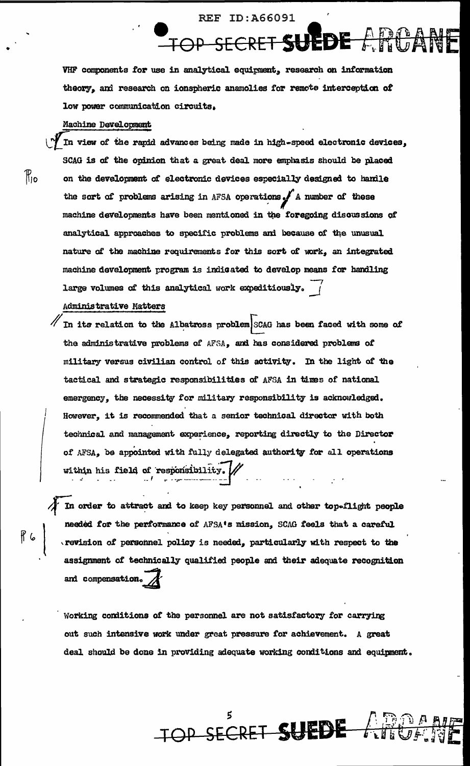VHF components for use in analytical equipment, research on information theory, and research on ionspheric anamolies for remote interception of low power communication circuits.

Machine Development

In view of the rapid advances being made in high-speed electronic devices, SCAG is of the opinion that a great deal more emphasis should be placed on the development of electronic devices especially designed to handle the sort of problems arising in AFSA operations. A number of these machine developments have been mentioned in the foregoing discussions of analytical approaches to specific problems and because of the unusual nature of the machine requirements for this sort of work, an integrated machine development program is indicated to develop means for handling large volumes of this analytical work expeditiously.

Administrative Matters

In its relation to the Albatross problem SCAG has been faced with some of the administrative problems of AFSA, and has considered problems of military versus civilian control of this activity. In the light of the tactical and strategic responsibilities of AFSA in times of national emergency, the necessity for military responsibility is acknowledged. However, it is recommended that a senior technical director with both technical and management experience, reporting directly to the Director of AFSA, be appointed with fully delegated authority for all operations within his field of responsibility.

In order to attract and to keep key personnel and other top-flight people needed for the performance of AFSA's mission, SCAG feels that a careful revision of personnel policy is needed, particularly with respect to the assignment of technically qualified people and their adequate recognition and compensation.

Working conditions of the personnel are not satisfactory for carrying out such intensive work under great pressure for achievement. A great deal should be done in providing adequate working conditions and equipment.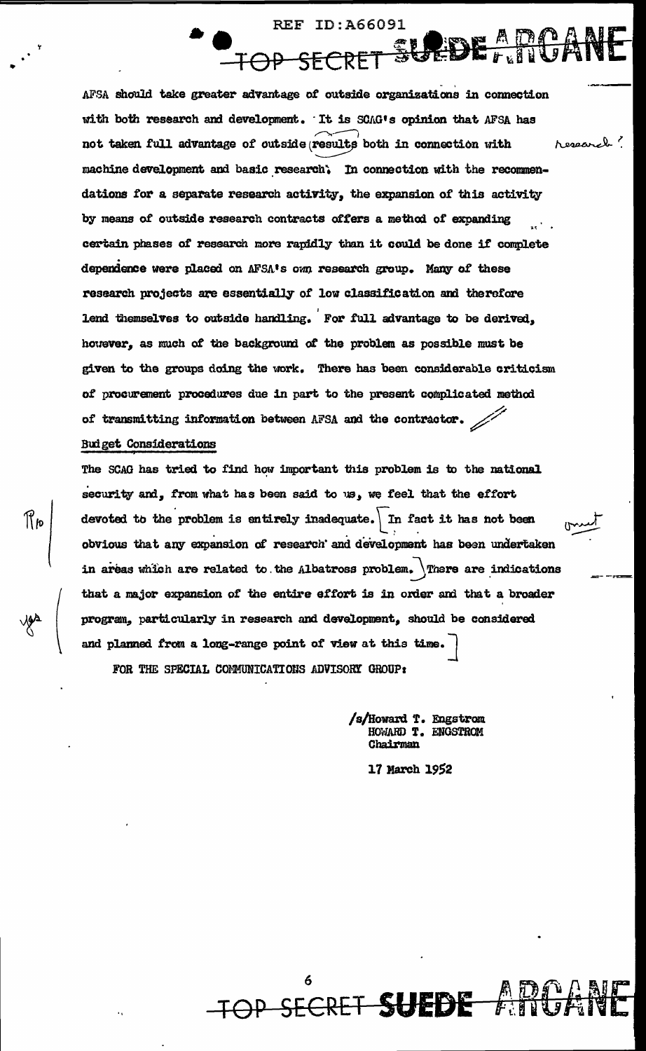AFSA should take greater advantage of outside organizations in connection with both research and development. It is SCAG's opinion that AFSA has not taken full advantage of outside results both in connection with machine development and basic research. In connection with the recommendations for a separate research activity, the expansion of this activity by means of outside research contracts offers a method of expanding certain phases of research more rapidly than it could be done if complete dependence were placed on AFSA's own research group. Many of these research projects are essentially of low classification and therefore lend themselves to outside handling. For full advantage to be derived, however, as much of the background of the problem as possible must be given to the groups doing the work. There has been considerable criticism of procurement procedures due in part to the present complicated method of transmitting information between AFSA and the contractor.

## Budget Considerations

The SCAG has tried to find how important this problem is to the national security and, from what has been said to us, we feel that the effort devoted to the problem is entirely inadequate. In fact it has not been obvious that any expansion of research and development has been undertaken in areas which are related to the Albatross problem. There are indications that a major expansion of the entire effort is in order and that a broader program, particularly in research and development, should be considered and planned from a long-range point of view at this time.

FOR THE SPECIAL COMMUNICATIONS ADVISORY GROUP:

/s/Howard T. Engstrom
HOWARD T. ENGSTROM
Chairman

17 March 1952